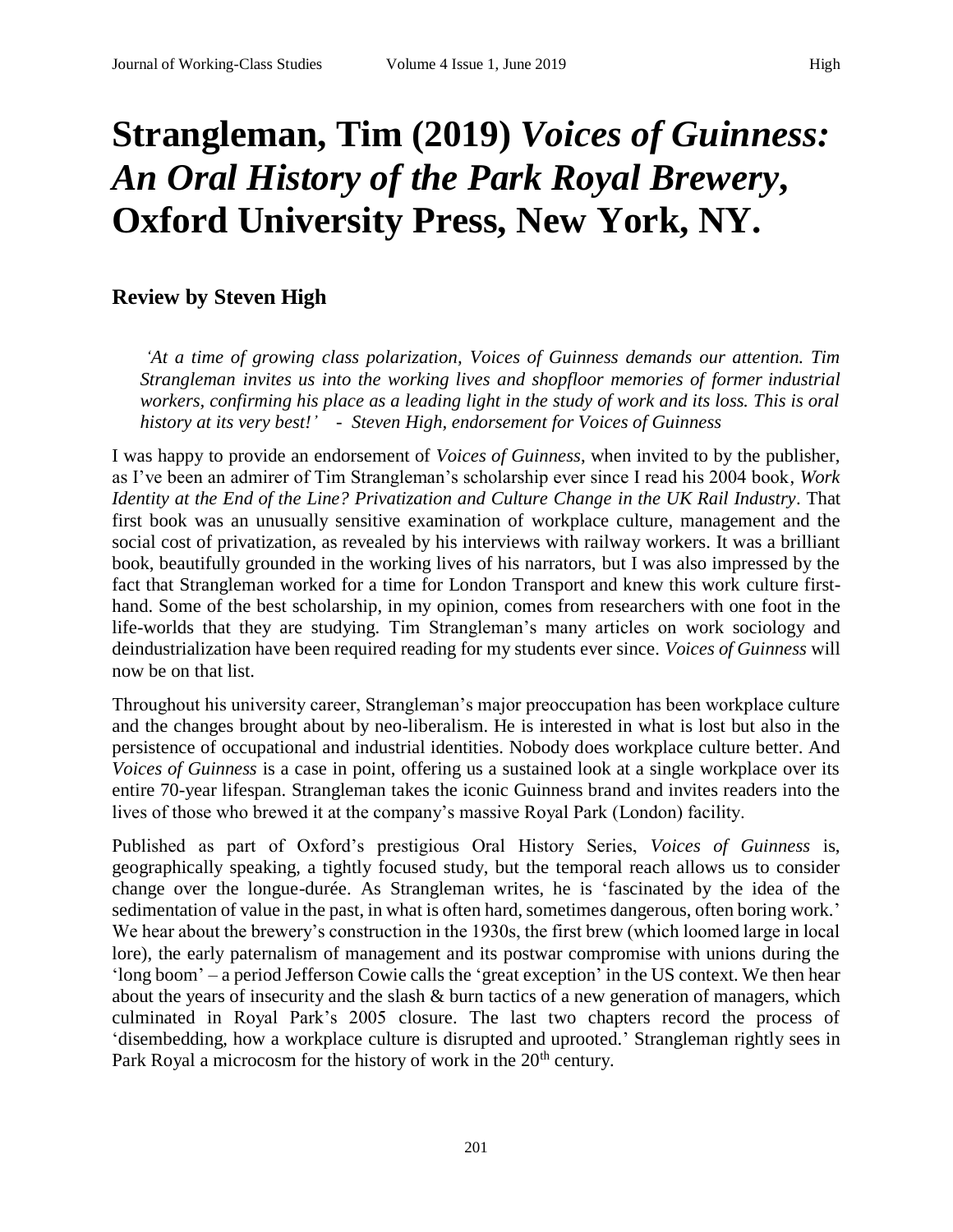# Strangleman, Tim (2019) *Voices of Guinness: An Oral History of the Park Royal Brewery*, Oxford University Press, New York, NY.

## Review by Steven High

> *'At a time of growing class polarization, Voices of Guinness demands our attention. Tim Strangleman invites us into the working lives and shopfloor memories of former industrial workers, confirming his place as a leading light in the study of work and its loss. This is oral history at its very best!' - Steven High, endorsement for Voices of Guinness*

I was happy to provide an endorsement of *Voices of Guinness*, when invited to by the publisher, as I've been an admirer of Tim Strangleman's scholarship ever since I read his 2004 book, *Work Identity at the End of the Line? Privatization and Culture Change in the UK Rail Industry*. That first book was an unusually sensitive examination of workplace culture, management and the social cost of privatization, as revealed by his interviews with railway workers. It was a brilliant book, beautifully grounded in the working lives of his narrators, but I was also impressed by the fact that Strangleman worked for a time for London Transport and knew this work culture first-hand. Some of the best scholarship, in my opinion, comes from researchers with one foot in the life-worlds that they are studying. Tim Strangleman's many articles on work sociology and deindustrialization have been required reading for my students ever since. *Voices of Guinness* will now be on that list.

Throughout his university career, Strangleman's major preoccupation has been workplace culture and the changes brought about by neo-liberalism. He is interested in what is lost but also in the persistence of occupational and industrial identities. Nobody does workplace culture better. And *Voices of Guinness* is a case in point, offering us a sustained look at a single workplace over its entire 70-year lifespan. Strangleman takes the iconic Guinness brand and invites readers into the lives of those who brewed it at the company's massive Royal Park (London) facility.

Published as part of Oxford's prestigious Oral History Series, *Voices of Guinness* is, geographically speaking, a tightly focused study, but the temporal reach allows us to consider change over the longue-durée. As Strangleman writes, he is 'fascinated by the idea of the sedimentation of value in the past, in what is often hard, sometimes dangerous, often boring work.' We hear about the brewery's construction in the 1930s, the first brew (which loomed large in local lore), the early paternalism of management and its postwar compromise with unions during the 'long boom' – a period Jefferson Cowie calls the 'great exception' in the US context. We then hear about the years of insecurity and the slash & burn tactics of a new generation of managers, which culminated in Royal Park's 2005 closure. The last two chapters record the process of 'disembedding, how a workplace culture is disrupted and uprooted.' Strangleman rightly sees in Park Royal a microcosm for the history of work in the 20th century.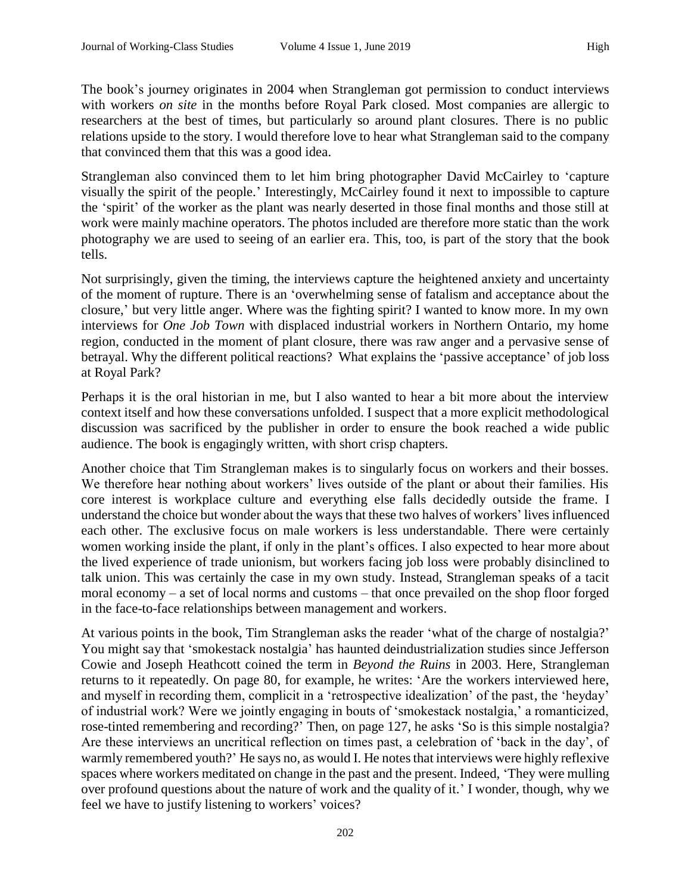The book's journey originates in 2004 when Strangleman got permission to conduct interviews with workers *on site* in the months before Royal Park closed. Most companies are allergic to researchers at the best of times, but particularly so around plant closures. There is no public relations upside to the story. I would therefore love to hear what Strangleman said to the company that convinced them that this was a good idea.

Strangleman also convinced them to let him bring photographer David McCairley to 'capture visually the spirit of the people.' Interestingly, McCairley found it next to impossible to capture the 'spirit' of the worker as the plant was nearly deserted in those final months and those still at work were mainly machine operators. The photos included are therefore more static than the work photography we are used to seeing of an earlier era. This, too, is part of the story that the book tells.

Not surprisingly, given the timing, the interviews capture the heightened anxiety and uncertainty of the moment of rupture. There is an 'overwhelming sense of fatalism and acceptance about the closure,' but very little anger. Where was the fighting spirit? I wanted to know more. In my own interviews for *One Job Town* with displaced industrial workers in Northern Ontario, my home region, conducted in the moment of plant closure, there was raw anger and a pervasive sense of betrayal. Why the different political reactions? What explains the 'passive acceptance' of job loss at Royal Park?

Perhaps it is the oral historian in me, but I also wanted to hear a bit more about the interview context itself and how these conversations unfolded. I suspect that a more explicit methodological discussion was sacrificed by the publisher in order to ensure the book reached a wide public audience. The book is engagingly written, with short crisp chapters.

Another choice that Tim Strangleman makes is to singularly focus on workers and their bosses. We therefore hear nothing about workers' lives outside of the plant or about their families. His core interest is workplace culture and everything else falls decidedly outside the frame. I understand the choice but wonder about the ways that these two halves of workers' lives influenced each other. The exclusive focus on male workers is less understandable. There were certainly women working inside the plant, if only in the plant's offices. I also expected to hear more about the lived experience of trade unionism, but workers facing job loss were probably disinclined to talk union. This was certainly the case in my own study. Instead, Strangleman speaks of a tacit moral economy – a set of local norms and customs – that once prevailed on the shop floor forged in the face-to-face relationships between management and workers.

At various points in the book, Tim Strangleman asks the reader 'what of the charge of nostalgia?' You might say that 'smokestack nostalgia' has haunted deindustrialization studies since Jefferson Cowie and Joseph Heathcott coined the term in *Beyond the Ruins* in 2003. Here, Strangleman returns to it repeatedly. On page 80, for example, he writes: 'Are the workers interviewed here, and myself in recording them, complicit in a 'retrospective idealization' of the past, the 'heyday' of industrial work? Were we jointly engaging in bouts of 'smokestack nostalgia,' a romanticized, rose-tinted remembering and recording?' Then, on page 127, he asks 'So is this simple nostalgia? Are these interviews an uncritical reflection on times past, a celebration of 'back in the day', of warmly remembered youth?' He says no, as would I. He notes that interviews were highly reflexive spaces where workers meditated on change in the past and the present. Indeed, 'They were mulling over profound questions about the nature of work and the quality of it.' I wonder, though, why we feel we have to justify listening to workers' voices?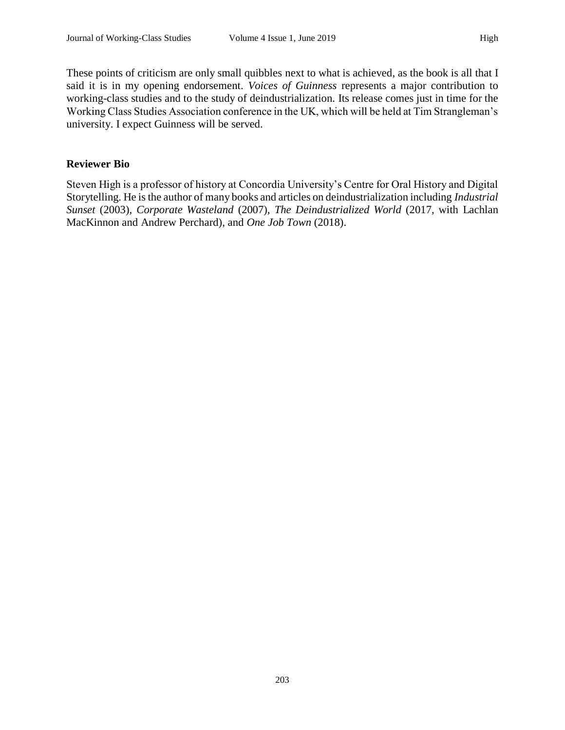These points of criticism are only small quibbles next to what is achieved, as the book is all that I said it is in my opening endorsement. *Voices of Guinness* represents a major contribution to working-class studies and to the study of deindustrialization. Its release comes just in time for the Working Class Studies Association conference in the UK, which will be held at Tim Strangleman's university. I expect Guinness will be served.

## Reviewer Bio

Steven High is a professor of history at Concordia University's Centre for Oral History and Digital Storytelling. He is the author of many books and articles on deindustrialization including *Industrial Sunset* (2003), *Corporate Wasteland* (2007), *The Deindustrialized World* (2017, with Lachlan MacKinnon and Andrew Perchard), and *One Job Town* (2018).